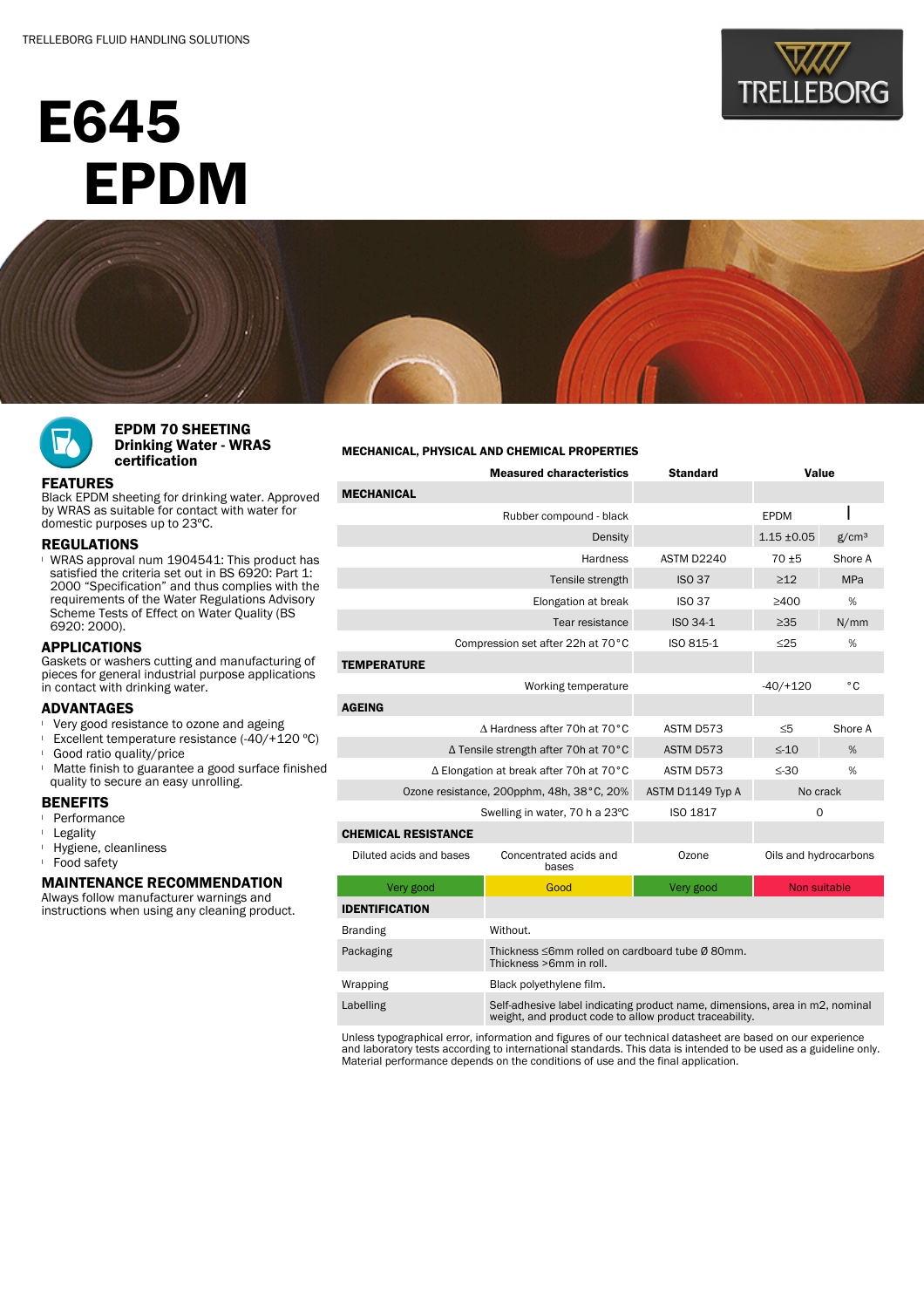TRELLEBORG FLUID HANDLING SOLUTIONS

# E645 EPDM

## EPDM 70 SHEETING Drinking Water - WRAS certification

### FEATURES

Black EPDM sheeting for drinking water. Approved by WRAS as suitable for contact with water for domestic purposes up to 23ºC.

### REGULATIONS

- WRAS approval num 1904541: This product has satisfied the criteria set out in BS 6920: Part 1: 2000 "Specification" and thus complies with the requirements of the Water Regulations Advisory Scheme Tests of Effect on Water Quality (BS 6920: 2000).

### APPLICATIONS

Gaskets or washers cutting and manufacturing of pieces for general industrial purpose applications in contact with drinking water.

### ADVANTAGES

- Very good resistance to ozone and ageing
- Excellent temperature resistance (-40/+120 ºC)
- Good ratio quality/price
- Matte finish to guarantee a good surface finished quality to secure an easy unrolling.

### BENEFITS

- Performance
- Legality
- Hygiene, cleanliness
- Food safety

### MAINTENANCE RECOMMENDATION

Always follow manufacturer warnings and instructions when using any cleaning product.

### MECHANICAL, PHYSICAL AND CHEMICAL PROPERTIES

| Measured characteristics | Standard | Value | |
|---|---|---|---|
| **MECHANICAL** | | | |
| Rubber compound - black | | EPDM | |
| Density | | 1.15 ±0.05 | g/cm³ |
| Hardness | ASTM D2240 | 70 ±5 | Shore A |
| Tensile strength | ISO 37 | ≥12 | MPa |
| Elongation at break | ISO 37 | ≥400 | % |
| Tear resistance | ISO 34-1 | ≥35 | N/mm |
| Compression set after 22h at 70°C | ISO 815-1 | ≤25 | % |
| **TEMPERATURE** | | | |
| Working temperature | | -40/+120 | °C |
| **AGEING** | | | |
| Δ Hardness after 70h at 70°C | ASTM D573 | ≤5 | Shore A |
| Δ Tensile strength after 70h at 70°C | ASTM D573 | ≤-10 | % |
| Δ Elongation at break after 70h at 70°C | ASTM D573 | ≤-30 | % |
| Ozone resistance, 200pphm, 48h, 38°C, 20% | ASTM D1149 Typ A | No crack | |
| Swelling in water, 70 h a 23ºC | ISO 1817 | 0 | |

| **CHEMICAL RESISTANCE** | | | |
|---|---|---|---|
| Diluted acids and bases | Concentrated acids and bases | Ozone | Oils and hydrocarbons |
| Very good | Good | Very good | Non suitable |

| **IDENTIFICATION** | |
|---|---|
| Branding | Without. |
| Packaging | Thickness ≤6mm rolled on cardboard tube Ø 80mm. Thickness >6mm in roll. |
| Wrapping | Black polyethylene film. |
| Labelling | Self-adhesive label indicating product name, dimensions, area in m2, nominal weight, and product code to allow product traceability. |

Unless typographical error, information and figures of our technical datasheet are based on our experience and laboratory tests according to international standards. This data is intended to be used as a guideline only. Material performance depends on the conditions of use and the final application.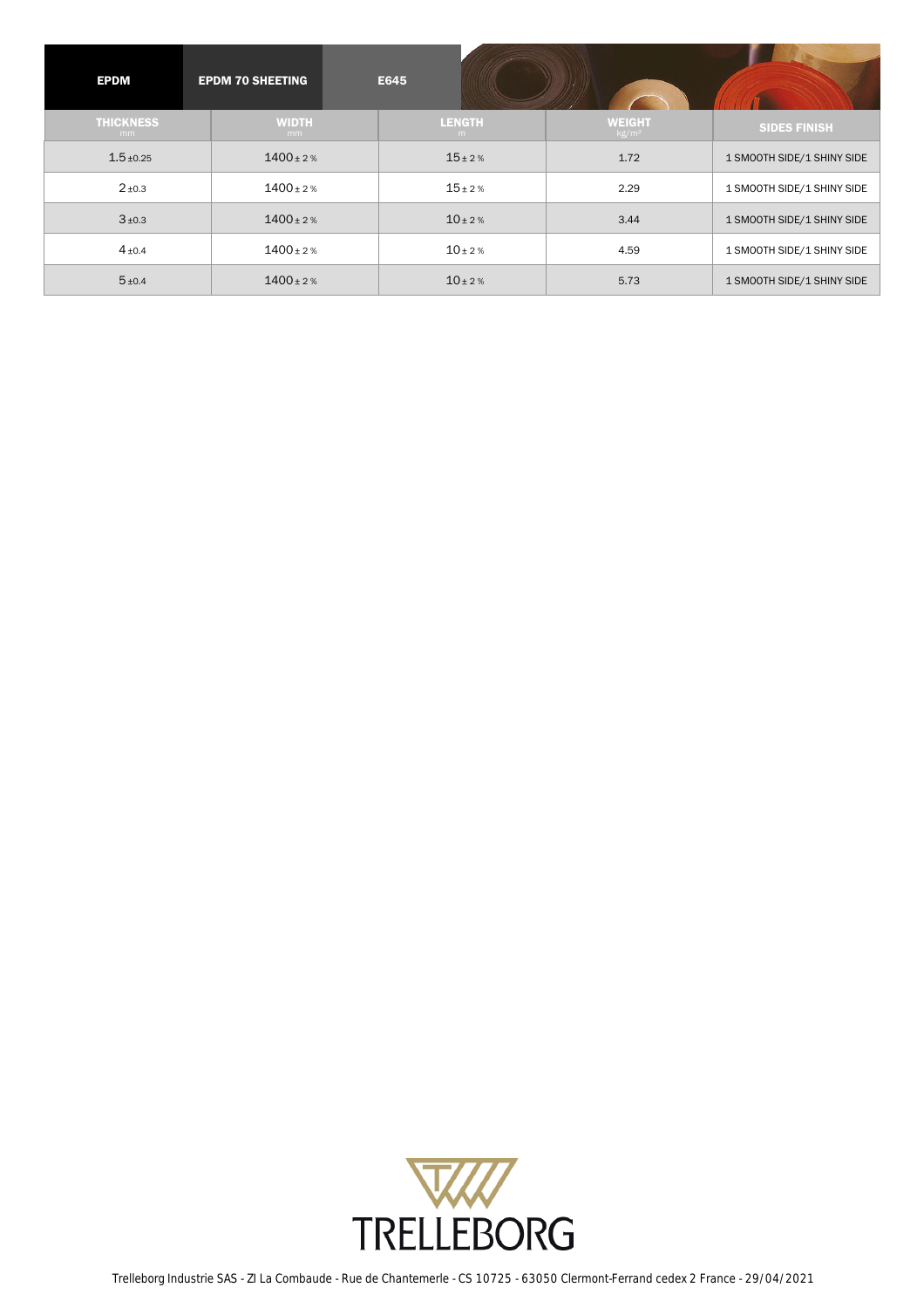**EPDM** | **EPDM 70 SHEETING** | **E645**

| THICKNESS mm | WIDTH mm | LENGTH m | WEIGHT kg/m² | SIDES FINISH |
|---|---|---|---|---|
| 1.5 ±0.25 | 1400 ± 2 % | 15 ± 2 % | 1.72 | 1 SMOOTH SIDE/1 SHINY SIDE |
| 2 ±0.3 | 1400 ± 2 % | 15 ± 2 % | 2.29 | 1 SMOOTH SIDE/1 SHINY SIDE |
| 3 ±0.3 | 1400 ± 2 % | 10 ± 2 % | 3.44 | 1 SMOOTH SIDE/1 SHINY SIDE |
| 4 ±0.4 | 1400 ± 2 % | 10 ± 2 % | 4.59 | 1 SMOOTH SIDE/1 SHINY SIDE |
| 5 ±0.4 | 1400 ± 2 % | 10 ± 2 % | 5.73 | 1 SMOOTH SIDE/1 SHINY SIDE |

TRELLEBORG

Trelleborg Industrie SAS - ZI La Combaude - Rue de Chantemerle - CS 10725 - 63050 Clermont-Ferrand cedex 2 France - 29/04/2021